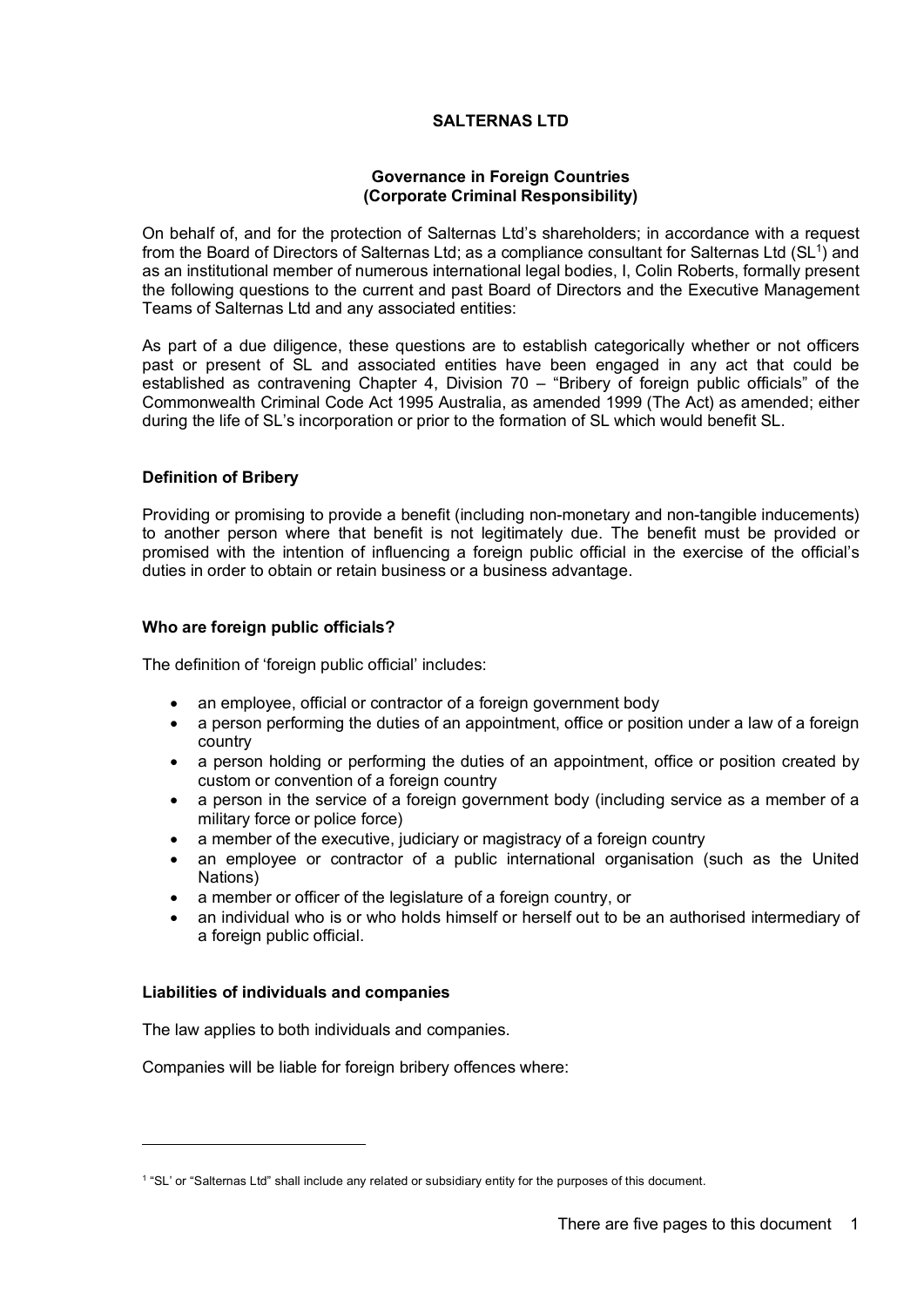# SALTERNAS LTD

## Governance in Foreign Countries (Corporate Criminal Responsibility)

On behalf of, and for the protection of Salternas Ltd's shareholders; in accordance with a request from the Board of Directors of Salternas Ltd; as a compliance consultant for Salternas Ltd (SL[1]) and as an institutional member of numerous international legal bodies, I, Colin Roberts, formally present the following questions to the current and past Board of Directors and the Executive Management Teams of Salternas Ltd and any associated entities:

As part of a due diligence, these questions are to establish categorically whether or not officers past or present of SL and associated entities have been engaged in any act that could be established as contravening Chapter 4, Division 70 – "Bribery of foreign public officials" of the Commonwealth Criminal Code Act 1995 Australia, as amended 1999 (The Act) as amended; either during the life of SL's incorporation or prior to the formation of SL which would benefit SL.

### Definition of Bribery

Providing or promising to provide a benefit (including non-monetary and non-tangible inducements) to another person where that benefit is not legitimately due. The benefit must be provided or promised with the intention of influencing a foreign public official in the exercise of the official's duties in order to obtain or retain business or a business advantage.

### Who are foreign public officials?

The definition of 'foreign public official' includes:

- an employee, official or contractor of a foreign government body
- a person performing the duties of an appointment, office or position under a law of a foreign country
- a person holding or performing the duties of an appointment, office or position created by custom or convention of a foreign country
- a person in the service of a foreign government body (including service as a member of a military force or police force)
- a member of the executive, judiciary or magistracy of a foreign country
- an employee or contractor of a public international organisation (such as the United Nations)
- a member or officer of the legislature of a foreign country, or
- an individual who is or who holds himself or herself out to be an authorised intermediary of a foreign public official.

### Liabilities of individuals and companies

The law applies to both individuals and companies.

Companies will be liable for foreign bribery offences where:

---

[1] "SL' or "Salternas Ltd" shall include any related or subsidiary entity for the purposes of this document.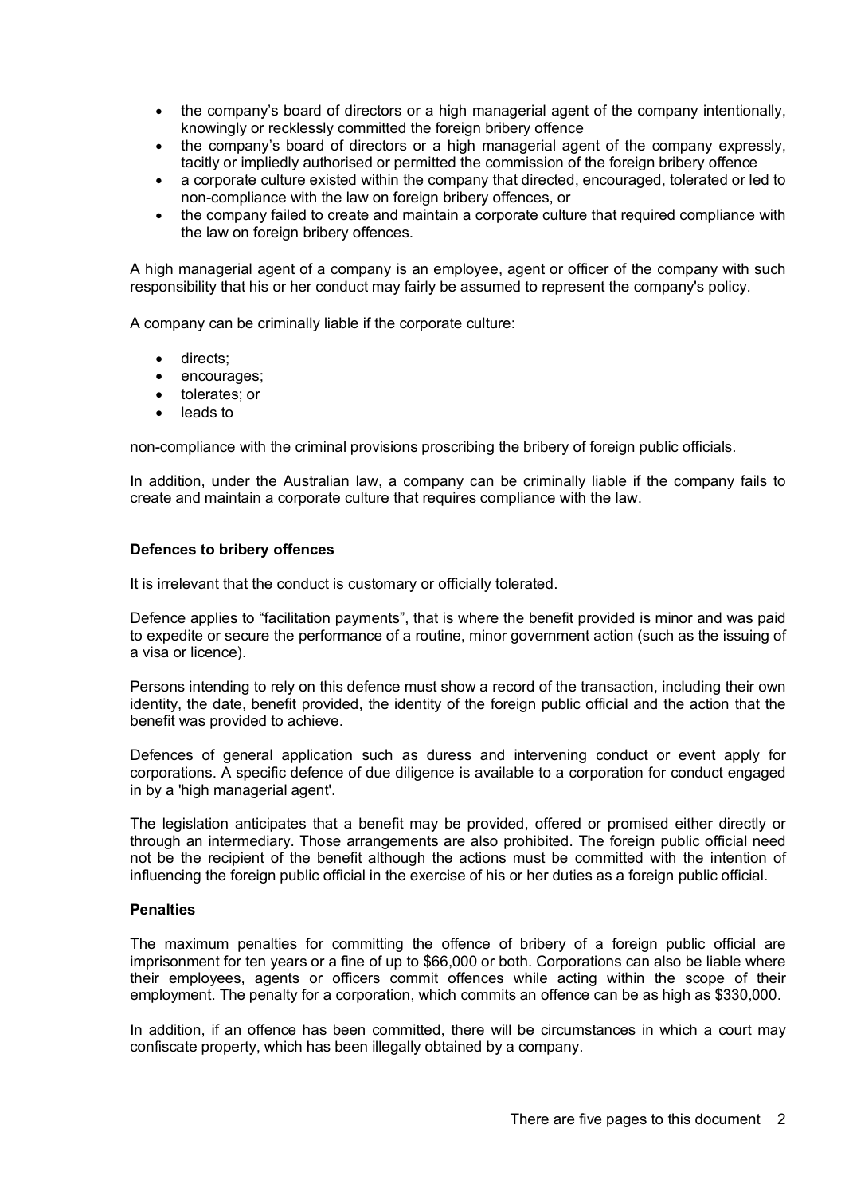- the company's board of directors or a high managerial agent of the company intentionally, knowingly or recklessly committed the foreign bribery offence
- the company's board of directors or a high managerial agent of the company expressly, tacitly or impliedly authorised or permitted the commission of the foreign bribery offence
- a corporate culture existed within the company that directed, encouraged, tolerated or led to non-compliance with the law on foreign bribery offences, or
- the company failed to create and maintain a corporate culture that required compliance with the law on foreign bribery offences.

A high managerial agent of a company is an employee, agent or officer of the company with such responsibility that his or her conduct may fairly be assumed to represent the company's policy.

A company can be criminally liable if the corporate culture:

- directs;
- encourages;
- tolerates; or
- leads to

non-compliance with the criminal provisions proscribing the bribery of foreign public officials.

In addition, under the Australian law, a company can be criminally liable if the company fails to create and maintain a corporate culture that requires compliance with the law.

**Defences to bribery offences**

It is irrelevant that the conduct is customary or officially tolerated.

Defence applies to "facilitation payments", that is where the benefit provided is minor and was paid to expedite or secure the performance of a routine, minor government action (such as the issuing of a visa or licence).

Persons intending to rely on this defence must show a record of the transaction, including their own identity, the date, benefit provided, the identity of the foreign public official and the action that the benefit was provided to achieve.

Defences of general application such as duress and intervening conduct or event apply for corporations. A specific defence of due diligence is available to a corporation for conduct engaged in by a 'high managerial agent'.

The legislation anticipates that a benefit may be provided, offered or promised either directly or through an intermediary. Those arrangements are also prohibited. The foreign public official need not be the recipient of the benefit although the actions must be committed with the intention of influencing the foreign public official in the exercise of his or her duties as a foreign public official.

**Penalties**

The maximum penalties for committing the offence of bribery of a foreign public official are imprisonment for ten years or a fine of up to $66,000 or both. Corporations can also be liable where their employees, agents or officers commit offences while acting within the scope of their employment. The penalty for a corporation, which commits an offence can be as high as $330,000.

In addition, if an offence has been committed, there will be circumstances in which a court may confiscate property, which has been illegally obtained by a company.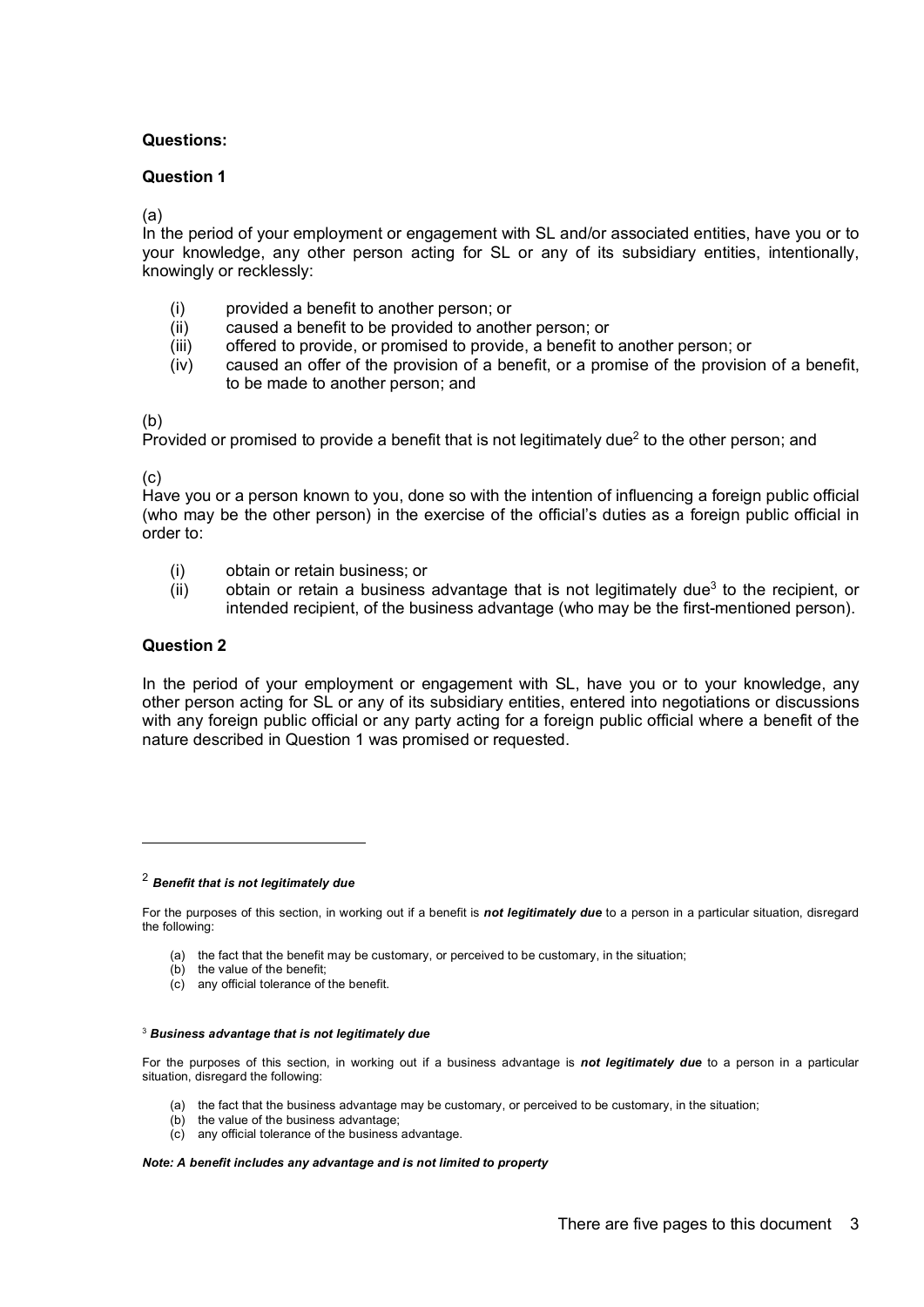**Questions:**

**Question 1**

(a)
In the period of your employment or engagement with SL and/or associated entities, have you or to your knowledge, any other person acting for SL or any of its subsidiary entities, intentionally, knowingly or recklessly:

(i) provided a benefit to another person; or
(ii) caused a benefit to be provided to another person; or
(iii) offered to provide, or promised to provide, a benefit to another person; or
(iv) caused an offer of the provision of a benefit, or a promise of the provision of a benefit, to be made to another person; and

(b)
Provided or promised to provide a benefit that is not legitimately due[2] to the other person; and

(c)
Have you or a person known to you, done so with the intention of influencing a foreign public official (who may be the other person) in the exercise of the official's duties as a foreign public official in order to:

(i) obtain or retain business; or
(ii) obtain or retain a business advantage that is not legitimately due[3] to the recipient, or intended recipient, of the business advantage (who may be the first-mentioned person).

**Question 2**

In the period of your employment or engagement with SL, have you or to your knowledge, any other person acting for SL or any of its subsidiary entities, entered into negotiations or discussions with any foreign public official or any party acting for a foreign public official where a benefit of the nature described in Question 1 was promised or requested.

---

[2] ***Benefit that is not legitimately due***

For the purposes of this section, in working out if a benefit is ***not legitimately due*** to a person in a particular situation, disregard the following:

(a) the fact that the benefit may be customary, or perceived to be customary, in the situation;
(b) the value of the benefit;
(c) any official tolerance of the benefit.

[3] ***Business advantage that is not legitimately due***

For the purposes of this section, in working out if a business advantage is ***not legitimately due*** to a person in a particular situation, disregard the following:

(a) the fact that the business advantage may be customary, or perceived to be customary, in the situation;
(b) the value of the business advantage;
(c) any official tolerance of the business advantage.

***Note: A benefit includes any advantage and is not limited to property***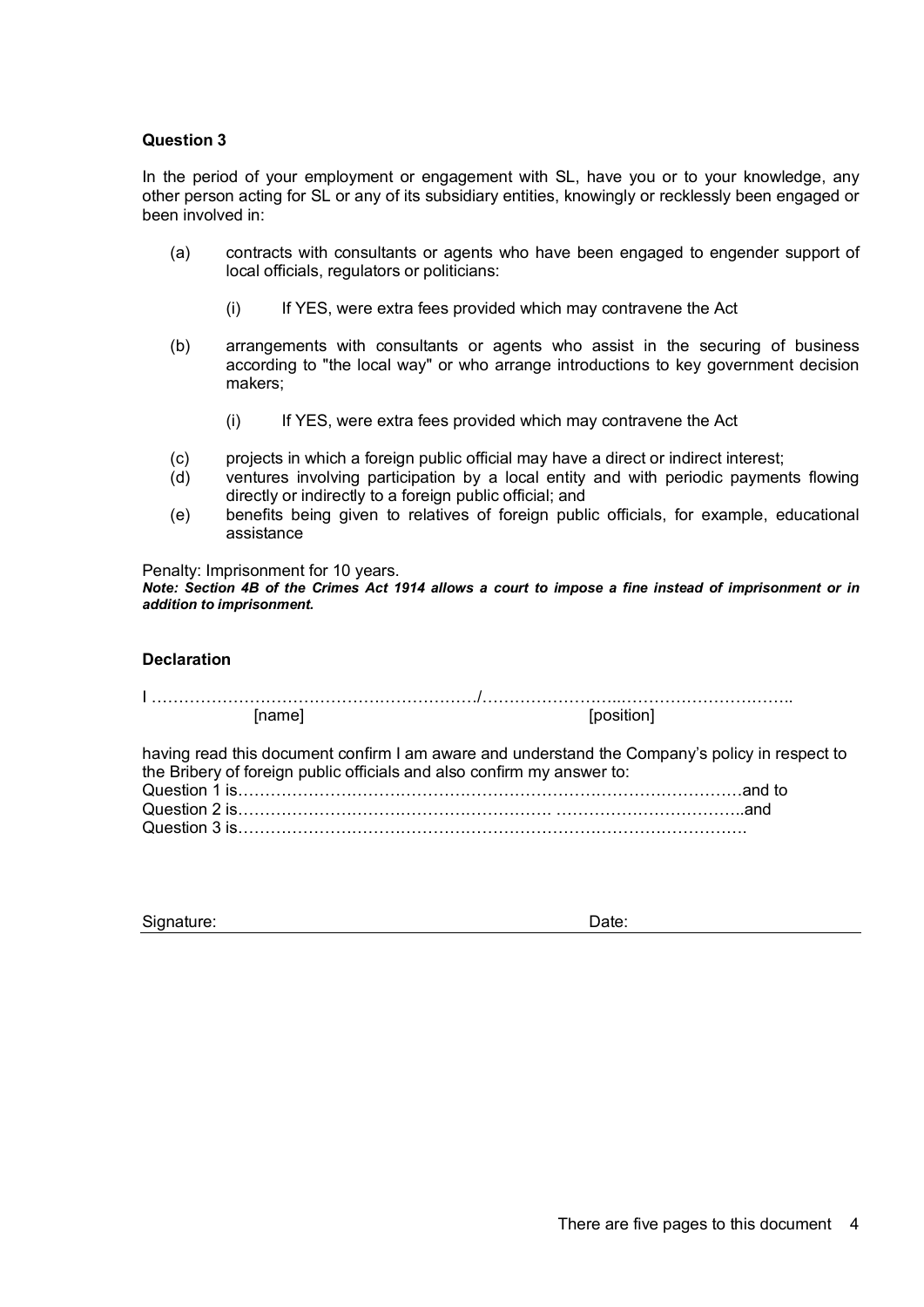**Question 3**

In the period of your employment or engagement with SL, have you or to your knowledge, any other person acting for SL or any of its subsidiary entities, knowingly or recklessly been engaged or been involved in:

(a) contracts with consultants or agents who have been engaged to engender support of local officials, regulators or politicians:

    (i) If YES, were extra fees provided which may contravene the Act

(b) arrangements with consultants or agents who assist in the securing of business according to "the local way" or who arrange introductions to key government decision makers;

    (i) If YES, were extra fees provided which may contravene the Act

(c) projects in which a foreign public official may have a direct or indirect interest;

(d) ventures involving participation by a local entity and with periodic payments flowing directly or indirectly to a foreign public official; and

(e) benefits being given to relatives of foreign public officials, for example, educational assistance

Penalty: Imprisonment for 10 years.

***Note: Section 4B of the Crimes Act 1914 allows a court to impose a fine instead of imprisonment or in addition to imprisonment.***

**Declaration**

I …………………………………………………/…………………..…………………………..
[name] [position]

having read this document confirm I am aware and understand the Company's policy in respect to the Bribery of foreign public officials and also confirm my answer to:

Question 1 is……………………………………………………………………………and to

Question 2 is…………………………………………… ……………………………..and

Question 3 is…………………………………………………………………………….

Signature: Date: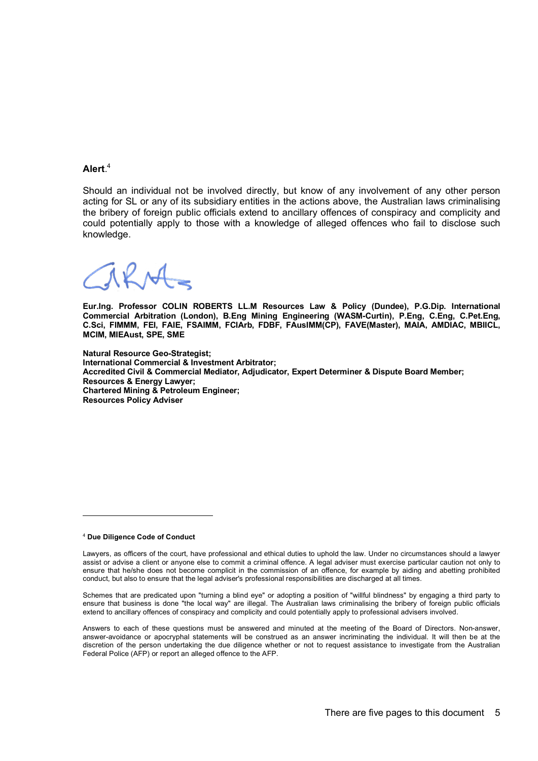**Alert**.[4]

Should an individual not be involved directly, but know of any involvement of any other person acting for SL or any of its subsidiary entities in the actions above, the Australian laws criminalising the bribery of foreign public officials extend to ancillary offences of conspiracy and complicity and could potentially apply to those with a knowledge of alleged offences who fail to disclose such knowledge.

**Eur.Ing. Professor COLIN ROBERTS LL.M Resources Law & Policy (Dundee), P.G.Dip. International Commercial Arbitration (London), B.Eng Mining Engineering (WASM-Curtin), P.Eng, C.Eng, C.Pet.Eng, C.Sci, FIMMM, FEI, FAIE, FSAIMM, FCIArb, FDBF, FAusIMM(CP), FAVE(Master), MAIA, AMDIAC, MBIICL, MCIM, MIEAust, SPE, SME**

**Natural Resource Geo-Strategist;**
**International Commercial & Investment Arbitrator;**
**Accredited Civil & Commercial Mediator, Adjudicator, Expert Determiner & Dispute Board Member;**
**Resources & Energy Lawyer;**
**Chartered Mining & Petroleum Engineer;**
**Resources Policy Adviser**

---

[4] **Due Diligence Code of Conduct**

Lawyers, as officers of the court, have professional and ethical duties to uphold the law. Under no circumstances should a lawyer assist or advise a client or anyone else to commit a criminal offence. A legal adviser must exercise particular caution not only to ensure that he/she does not become complicit in the commission of an offence, for example by aiding and abetting prohibited conduct, but also to ensure that the legal adviser's professional responsibilities are discharged at all times.

Schemes that are predicated upon "turning a blind eye" or adopting a position of "willful blindness" by engaging a third party to ensure that business is done "the local way" are illegal. The Australian laws criminalising the bribery of foreign public officials extend to ancillary offences of conspiracy and complicity and could potentially apply to professional advisers involved.

Answers to each of these questions must be answered and minuted at the meeting of the Board of Directors. Non-answer, answer-avoidance or apocryphal statements will be construed as an answer incriminating the individual. It will then be at the discretion of the person undertaking the due diligence whether or not to request assistance to investigate from the Australian Federal Police (AFP) or report an alleged offence to the AFP.